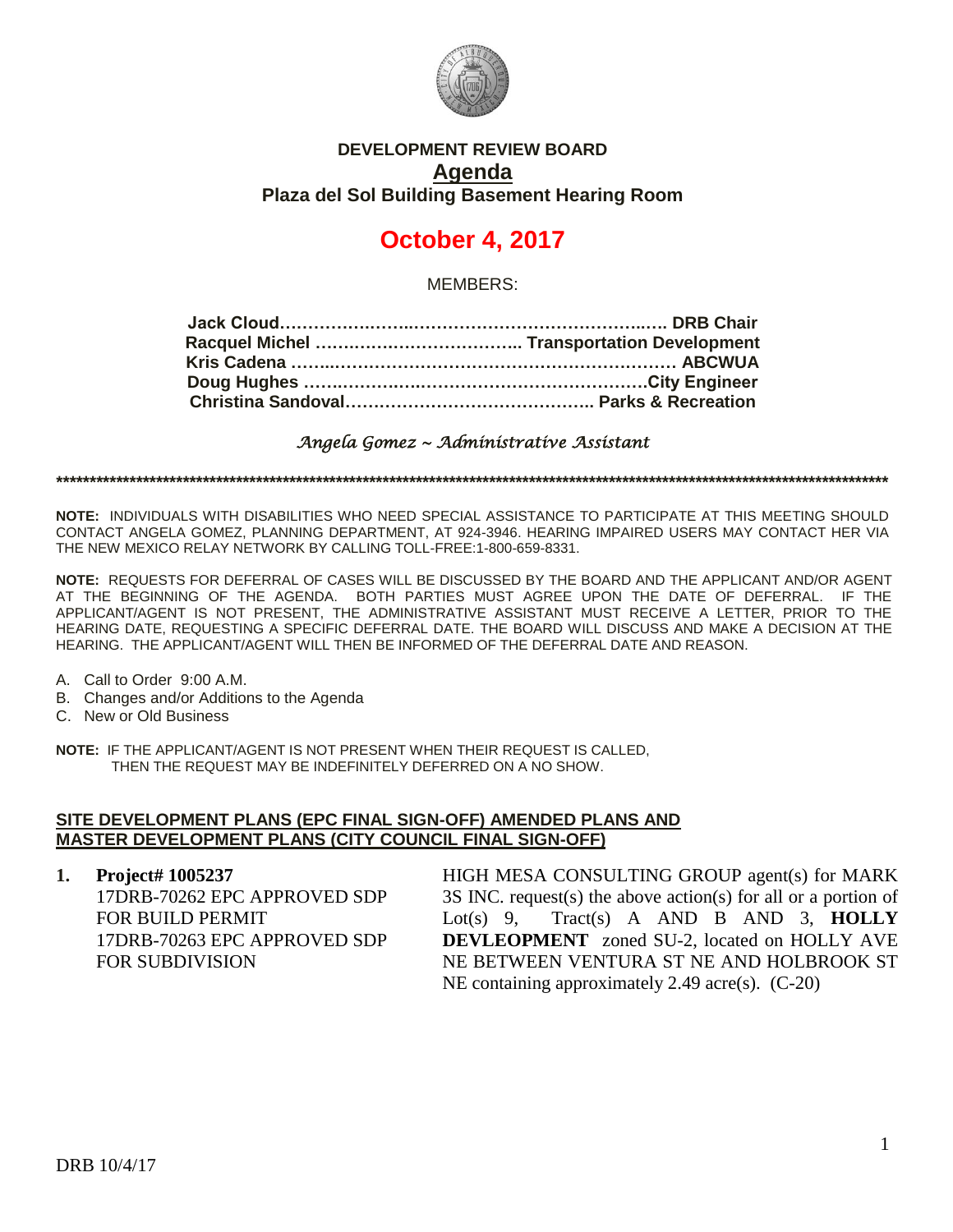# DEVELOPMENT REVIEW BOARD
## Agenda
### Plaza del Sol Building Basement Hearing Room

## October 4, 2017

MEMBERS:

**Jack Cloud………………………………………………………… DRB Chair**
**Racquel Michel ……………………………… Transportation Development**
**Kris Cadena …………………………………………………………… ABCWUA**
**Doug Hughes …………………………………………………City Engineer**
**Christina Sandoval…………………………………….. Parks & Recreation**

*Angela Gomez ~ Administrative Assistant*

**************************************************************************************************************************

**NOTE:** INDIVIDUALS WITH DISABILITIES WHO NEED SPECIAL ASSISTANCE TO PARTICIPATE AT THIS MEETING SHOULD CONTACT ANGELA GOMEZ, PLANNING DEPARTMENT, AT 924-3946. HEARING IMPAIRED USERS MAY CONTACT HER VIA THE NEW MEXICO RELAY NETWORK BY CALLING TOLL-FREE:1-800-659-8331.

**NOTE:** REQUESTS FOR DEFERRAL OF CASES WILL BE DISCUSSED BY THE BOARD AND THE APPLICANT AND/OR AGENT AT THE BEGINNING OF THE AGENDA. BOTH PARTIES MUST AGREE UPON THE DATE OF DEFERRAL. IF THE APPLICANT/AGENT IS NOT PRESENT, THE ADMINISTRATIVE ASSISTANT MUST RECEIVE A LETTER, PRIOR TO THE HEARING DATE, REQUESTING A SPECIFIC DEFERRAL DATE. THE BOARD WILL DISCUSS AND MAKE A DECISION AT THE HEARING. THE APPLICANT/AGENT WILL THEN BE INFORMED OF THE DEFERRAL DATE AND REASON.

A. Call to Order 9:00 A.M.
B. Changes and/or Additions to the Agenda
C. New or Old Business

**NOTE:** IF THE APPLICANT/AGENT IS NOT PRESENT WHEN THEIR REQUEST IS CALLED, THEN THE REQUEST MAY BE INDEFINITELY DEFERRED ON A NO SHOW.

**SITE DEVELOPMENT PLANS (EPC FINAL SIGN-OFF) AMENDED PLANS AND MASTER DEVELOPMENT PLANS (CITY COUNCIL FINAL SIGN-OFF)**

**1. Project# 1005237**
17DRB-70262 EPC APPROVED SDP FOR BUILD PERMIT
17DRB-70263 EPC APPROVED SDP FOR SUBDIVISION

HIGH MESA CONSULTING GROUP agent(s) for MARK 3S INC. request(s) the above action(s) for all or a portion of Lot(s) 9, Tract(s) A AND B AND 3, **HOLLY DEVLEOPMENT** zoned SU-2, located on HOLLY AVE NE BETWEEN VENTURA ST NE AND HOLBROOK ST NE containing approximately 2.49 acre(s). (C-20)

DRB 10/4/17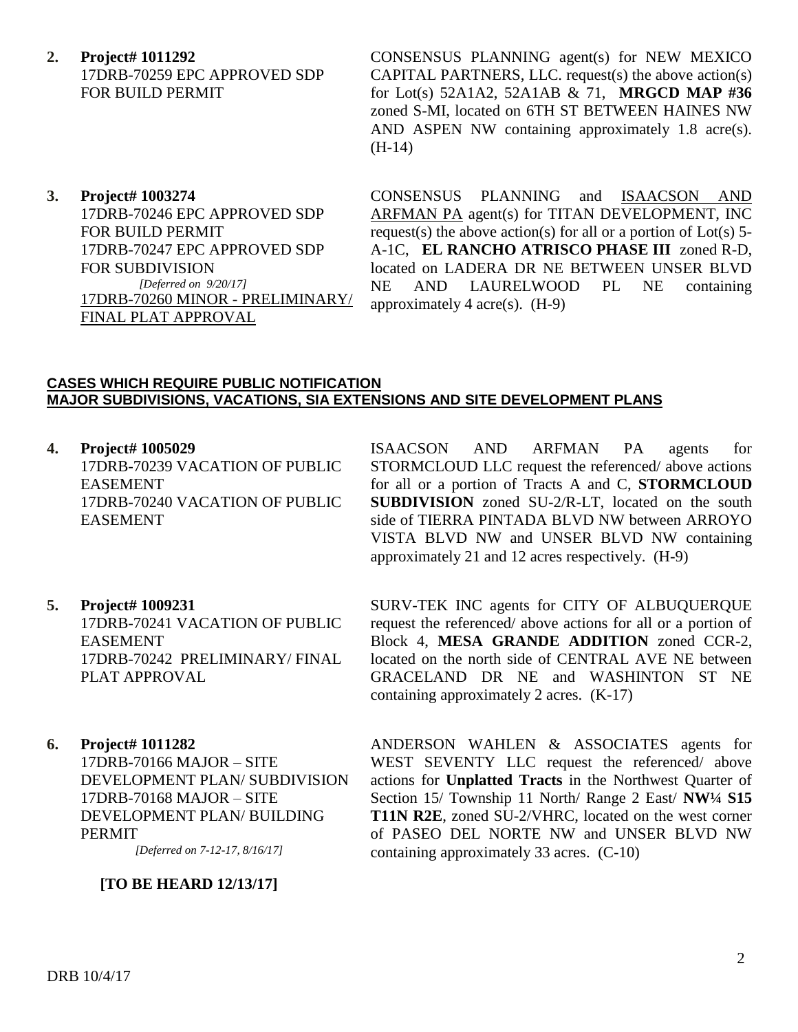**2. Project# 1011292**
17DRB-70259 EPC APPROVED SDP FOR BUILD PERMIT

CONSENSUS PLANNING agent(s) for NEW MEXICO CAPITAL PARTNERS, LLC. request(s) the above action(s) for Lot(s) 52A1A2, 52A1AB & 71, **MRGCD MAP #36** zoned S-MI, located on 6TH ST BETWEEN HAINES NW AND ASPEN NW containing approximately 1.8 acre(s). (H-14)

**3. Project# 1003274**
17DRB-70246 EPC APPROVED SDP FOR BUILD PERMIT
17DRB-70247 EPC APPROVED SDP FOR SUBDIVISION
*[Deferred on 9/20/17]*
<u>17DRB-70260 MINOR - PRELIMINARY/ FINAL PLAT APPROVAL</u>

CONSENSUS PLANNING and <u>ISAACSON AND ARFMAN PA</u> agent(s) for TITAN DEVELOPMENT, INC request(s) the above action(s) for all or a portion of Lot(s) 5-A-1C, **EL RANCHO ATRISCO PHASE III** zoned R-D, located on LADERA DR NE BETWEEN UNSER BLVD NE AND LAURELWOOD PL NE containing approximately 4 acre(s). (H-9)

## CASES WHICH REQUIRE PUBLIC NOTIFICATION MAJOR SUBDIVISIONS, VACATIONS, SIA EXTENSIONS AND SITE DEVELOPMENT PLANS

**4. Project# 1005029**
17DRB-70239 VACATION OF PUBLIC EASEMENT
17DRB-70240 VACATION OF PUBLIC EASEMENT

ISAACSON AND ARFMAN PA agents for STORMCLOUD LLC request the referenced/ above actions for all or a portion of Tracts A and C, **STORMCLOUD SUBDIVISION** zoned SU-2/R-LT, located on the south side of TIERRA PINTADA BLVD NW between ARROYO VISTA BLVD NW and UNSER BLVD NW containing approximately 21 and 12 acres respectively. (H-9)

**5. Project# 1009231**
17DRB-70241 VACATION OF PUBLIC EASEMENT
17DRB-70242 PRELIMINARY/ FINAL PLAT APPROVAL

SURV-TEK INC agents for CITY OF ALBUQUERQUE request the referenced/ above actions for all or a portion of Block 4, **MESA GRANDE ADDITION** zoned CCR-2, located on the north side of CENTRAL AVE NE between GRACELAND DR NE and WASHINTON ST NE containing approximately 2 acres. (K-17)

**6. Project# 1011282**
17DRB-70166 MAJOR – SITE DEVELOPMENT PLAN/ SUBDIVISION
17DRB-70168 MAJOR – SITE DEVELOPMENT PLAN/ BUILDING PERMIT
*[Deferred on 7-12-17, 8/16/17]*

**[TO BE HEARD 12/13/17]**

ANDERSON WAHLEN & ASSOCIATES agents for WEST SEVENTY LLC request the referenced/ above actions for **Unplatted Tracts** in the Northwest Quarter of Section 15/ Township 11 North/ Range 2 East/ **NW¼ S15 T11N R2E**, zoned SU-2/VHRC, located on the west corner of PASEO DEL NORTE NW and UNSER BLVD NW containing approximately 33 acres. (C-10)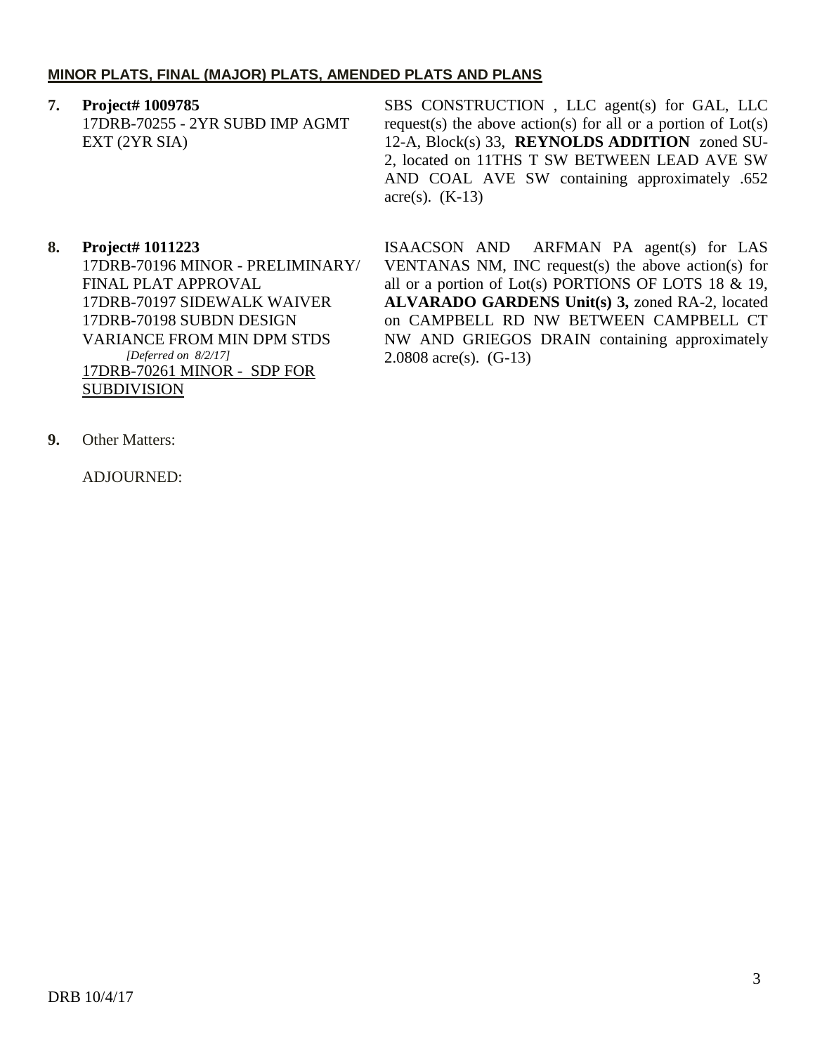**MINOR PLATS, FINAL (MAJOR) PLATS, AMENDED PLATS AND PLANS**

**7. Project# 1009785**
17DRB-70255 - 2YR SUBD IMP AGMT EXT (2YR SIA)

SBS CONSTRUCTION , LLC agent(s) for GAL, LLC request(s) the above action(s) for all or a portion of Lot(s) 12-A, Block(s) 33, **REYNOLDS ADDITION** zoned SU-2, located on 11THS T SW BETWEEN LEAD AVE SW AND COAL AVE SW containing approximately .652 acre(s). (K-13)

**8. Project# 1011223**
17DRB-70196 MINOR - PRELIMINARY/ FINAL PLAT APPROVAL
17DRB-70197 SIDEWALK WAIVER
17DRB-70198 SUBDN DESIGN VARIANCE FROM MIN DPM STDS
*[Deferred on 8/2/17]*
<u>17DRB-70261 MINOR - SDP FOR SUBDIVISION</u>

ISAACSON AND ARFMAN PA agent(s) for LAS VENTANAS NM, INC request(s) the above action(s) for all or a portion of Lot(s) PORTIONS OF LOTS 18 & 19, **ALVARADO GARDENS Unit(s) 3,** zoned RA-2, located on CAMPBELL RD NW BETWEEN CAMPBELL CT NW AND GRIEGOS DRAIN containing approximately 2.0808 acre(s). (G-13)

**9.** Other Matters:

ADJOURNED:

DRB 10/4/17